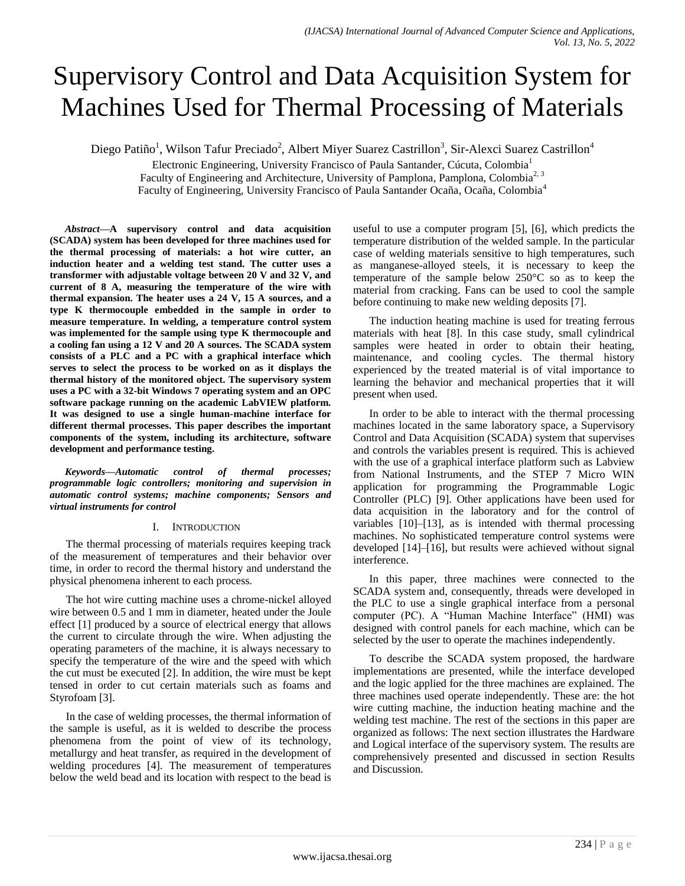# Supervisory Control and Data Acquisition System for Machines Used for Thermal Processing of Materials

Diego Patiño[1], Wilson Tafur Preciado[2], Albert Miyer Suarez Castrillon[3], Sir-Alexci Suarez Castrillon[4]

Electronic Engineering, University Francisco of Paula Santander, Cúcuta, Colombia[1]
Faculty of Engineering and Architecture, University of Pamplona, Pamplona, Colombia[2, 3]
Faculty of Engineering, University Francisco of Paula Santander Ocaña, Ocaña, Colombia[4]

***Abstract*—A supervisory control and data acquisition (SCADA) system has been developed for three machines used for the thermal processing of materials: a hot wire cutter, an induction heater and a welding test stand. The cutter uses a transformer with adjustable voltage between 20 V and 32 V, and current of 8 A, measuring the temperature of the wire with thermal expansion. The heater uses a 24 V, 15 A sources, and a type K thermocouple embedded in the sample in order to measure temperature. In welding, a temperature control system was implemented for the sample using type K thermocouple and a cooling fan using a 12 V and 20 A sources. The SCADA system consists of a PLC and a PC with a graphical interface which serves to select the process to be worked on as it displays the thermal history of the monitored object. The supervisory system uses a PC with a 32-bit Windows 7 operating system and an OPC software package running on the academic LabVIEW platform. It was designed to use a single human-machine interface for different thermal processes. This paper describes the important components of the system, including its architecture, software development and performance testing.**

***Keywords*—*Automatic control of thermal processes; programmable logic controllers; monitoring and supervision in automatic control systems; machine components; Sensors and virtual instruments for control***

## I. Introduction

The thermal processing of materials requires keeping track of the measurement of temperatures and their behavior over time, in order to record the thermal history and understand the physical phenomena inherent to each process.

The hot wire cutting machine uses a chrome-nickel alloyed wire between 0.5 and 1 mm in diameter, heated under the Joule effect [1] produced by a source of electrical energy that allows the current to circulate through the wire. When adjusting the operating parameters of the machine, it is always necessary to specify the temperature of the wire and the speed with which the cut must be executed [2]. In addition, the wire must be kept tensed in order to cut certain materials such as foams and Styrofoam [3].

In the case of welding processes, the thermal information of the sample is useful, as it is welded to describe the process phenomena from the point of view of its technology, metallurgy and heat transfer, as required in the development of welding procedures [4]. The measurement of temperatures below the weld bead and its location with respect to the bead is useful to use a computer program [5], [6], which predicts the temperature distribution of the welded sample. In the particular case of welding materials sensitive to high temperatures, such as manganese-alloyed steels, it is necessary to keep the temperature of the sample below 250°C so as to keep the material from cracking. Fans can be used to cool the sample before continuing to make new welding deposits [7].

The induction heating machine is used for treating ferrous materials with heat [8]. In this case study, small cylindrical samples were heated in order to obtain their heating, maintenance, and cooling cycles. The thermal history experienced by the treated material is of vital importance to learning the behavior and mechanical properties that it will present when used.

In order to be able to interact with the thermal processing machines located in the same laboratory space, a Supervisory Control and Data Acquisition (SCADA) system that supervises and controls the variables present is required. This is achieved with the use of a graphical interface platform such as Labview from National Instruments, and the STEP 7 Micro WIN application for programming the Programmable Logic Controller (PLC) [9]. Other applications have been used for data acquisition in the laboratory and for the control of variables [10]–[13], as is intended with thermal processing machines. No sophisticated temperature control systems were developed [14]–[16], but results were achieved without signal interference.

In this paper, three machines were connected to the SCADA system and, consequently, threads were developed in the PLC to use a single graphical interface from a personal computer (PC). A "Human Machine Interface" (HMI) was designed with control panels for each machine, which can be selected by the user to operate the machines independently.

To describe the SCADA system proposed, the hardware implementations are presented, while the interface developed and the logic applied for the three machines are explained. The three machines used operate independently. These are: the hot wire cutting machine, the induction heating machine and the welding test machine. The rest of the sections in this paper are organized as follows: The next section illustrates the Hardware and Logical interface of the supervisory system. The results are comprehensively presented and discussed in section Results and Discussion.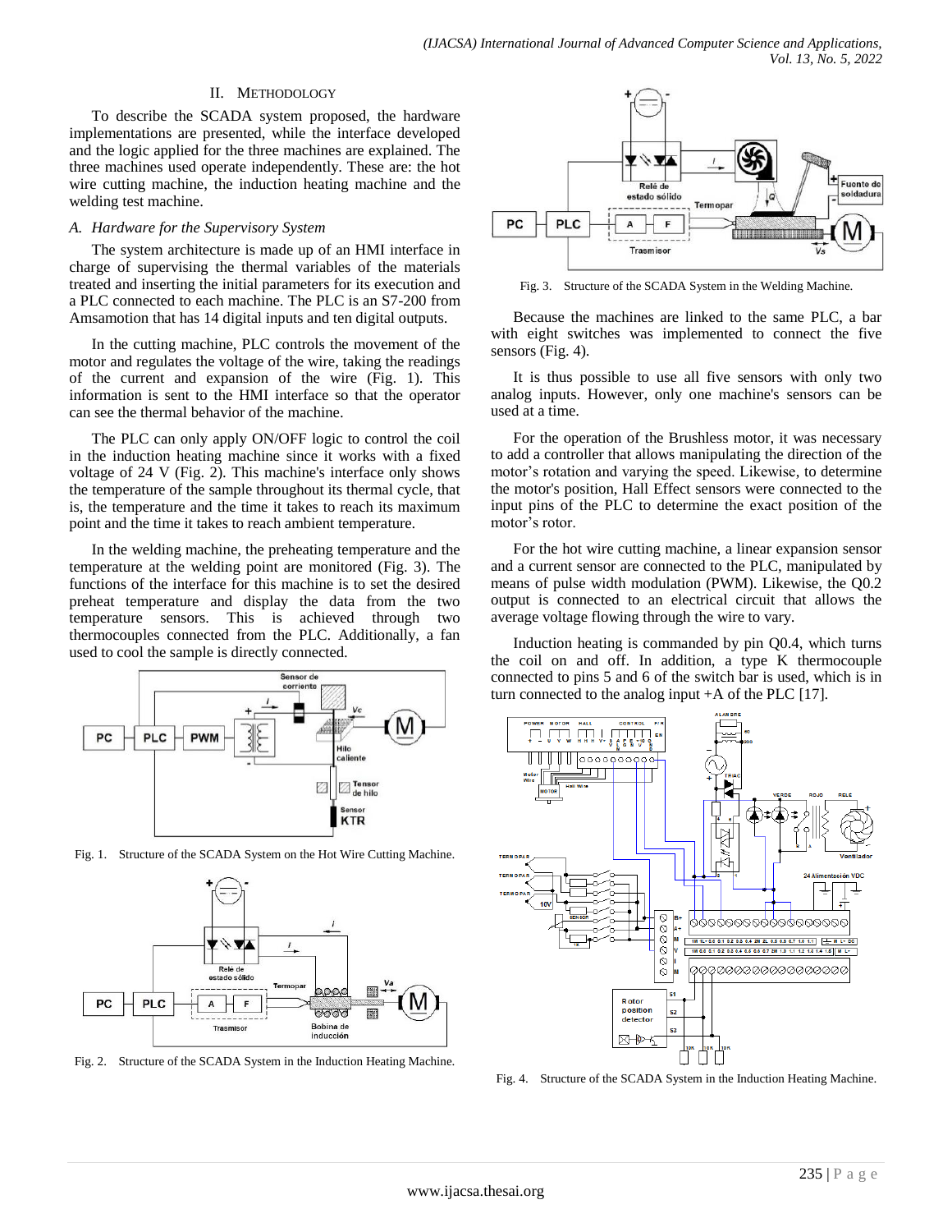## II. METHODOLOGY

To describe the SCADA system proposed, the hardware implementations are presented, while the interface developed and the logic applied for the three machines are explained. The three machines used operate independently. These are: the hot wire cutting machine, the induction heating machine and the welding test machine.

### A. Hardware for the Supervisory System

The system architecture is made up of an HMI interface in charge of supervising the thermal variables of the materials treated and inserting the initial parameters for its execution and a PLC connected to each machine. The PLC is an S7-200 from Amsamotion that has 14 digital inputs and ten digital outputs.

In the cutting machine, PLC controls the movement of the motor and regulates the voltage of the wire, taking the readings of the current and expansion of the wire (Fig. 1). This information is sent to the HMI interface so that the operator can see the thermal behavior of the machine.

The PLC can only apply ON/OFF logic to control the coil in the induction heating machine since it works with a fixed voltage of 24 V (Fig. 2). This machine's interface only shows the temperature of the sample throughout its thermal cycle, that is, the temperature and the time it takes to reach its maximum point and the time it takes to reach ambient temperature.

In the welding machine, the preheating temperature and the temperature at the welding point are monitored (Fig. 3). The functions of the interface for this machine is to set the desired preheat temperature and display the data from the two temperature sensors. This is achieved through two thermocouples connected from the PLC. Additionally, a fan used to cool the sample is directly connected.

Fig. 1. Structure of the SCADA System on the Hot Wire Cutting Machine.

Fig. 2. Structure of the SCADA System in the Induction Heating Machine.

Fig. 3. Structure of the SCADA System in the Welding Machine.

Because the machines are linked to the same PLC, a bar with eight switches was implemented to connect the five sensors (Fig. 4).

It is thus possible to use all five sensors with only two analog inputs. However, only one machine's sensors can be used at a time.

For the operation of the Brushless motor, it was necessary to add a controller that allows manipulating the direction of the motor's rotation and varying the speed. Likewise, to determine the motor's position, Hall Effect sensors were connected to the input pins of the PLC to determine the exact position of the motor's rotor.

For the hot wire cutting machine, a linear expansion sensor and a current sensor are connected to the PLC, manipulated by means of pulse width modulation (PWM). Likewise, the Q0.2 output is connected to an electrical circuit that allows the average voltage flowing through the wire to vary.

Induction heating is commanded by pin Q0.4, which turns the coil on and off. In addition, a type K thermocouple connected to pins 5 and 6 of the switch bar is used, which is in turn connected to the analog input +A of the PLC [17].

Fig. 4. Structure of the SCADA System in the Induction Heating Machine.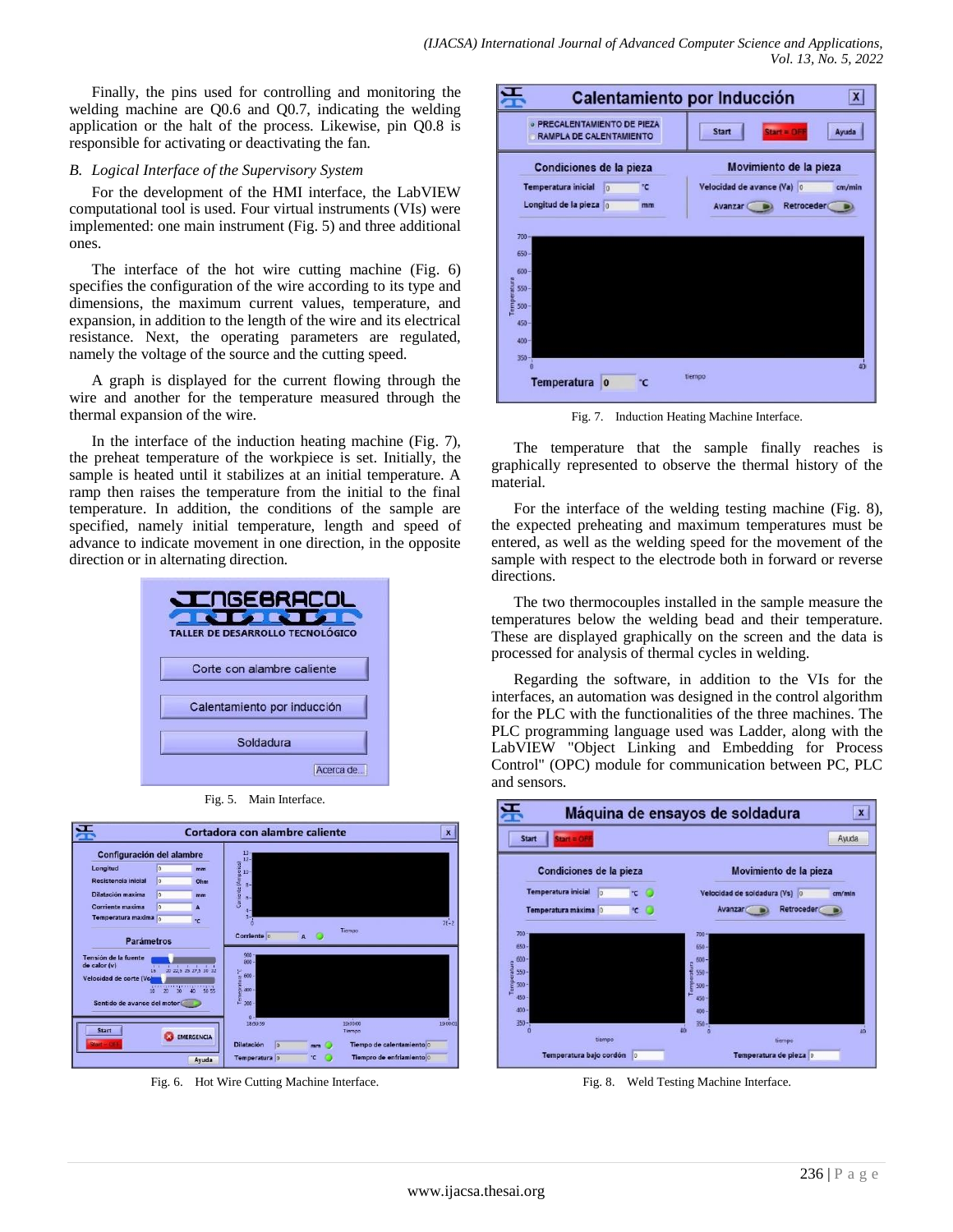Finally, the pins used for controlling and monitoring the welding machine are Q0.6 and Q0.7, indicating the welding application or the halt of the process. Likewise, pin Q0.8 is responsible for activating or deactivating the fan.

### *B. Logical Interface of the Supervisory System*

For the development of the HMI interface, the LabVIEW computational tool is used. Four virtual instruments (VIs) were implemented: one main instrument (Fig. 5) and three additional ones.

The interface of the hot wire cutting machine (Fig. 6) specifies the configuration of the wire according to its type and dimensions, the maximum current values, temperature, and expansion, in addition to the length of the wire and its electrical resistance. Next, the operating parameters are regulated, namely the voltage of the source and the cutting speed.

A graph is displayed for the current flowing through the wire and another for the temperature measured through the thermal expansion of the wire.

In the interface of the induction heating machine (Fig. 7), the preheat temperature of the workpiece is set. Initially, the sample is heated until it stabilizes at an initial temperature. A ramp then raises the temperature from the initial to the final temperature. In addition, the conditions of the sample are specified, namely initial temperature, length and speed of advance to indicate movement in one direction, in the opposite direction or in alternating direction.

Fig. 5. Main Interface.

Fig. 6. Hot Wire Cutting Machine Interface.

Fig. 7. Induction Heating Machine Interface.

The temperature that the sample finally reaches is graphically represented to observe the thermal history of the material.

For the interface of the welding testing machine (Fig. 8), the expected preheating and maximum temperatures must be entered, as well as the welding speed for the movement of the sample with respect to the electrode both in forward or reverse directions.

The two thermocouples installed in the sample measure the temperatures below the welding bead and their temperature. These are displayed graphically on the screen and the data is processed for analysis of thermal cycles in welding.

Regarding the software, in addition to the VIs for the interfaces, an automation was designed in the control algorithm for the PLC with the functionalities of the three machines. The PLC programming language used was Ladder, along with the LabVIEW "Object Linking and Embedding for Process Control" (OPC) module for communication between PC, PLC and sensors.

Fig. 8. Weld Testing Machine Interface.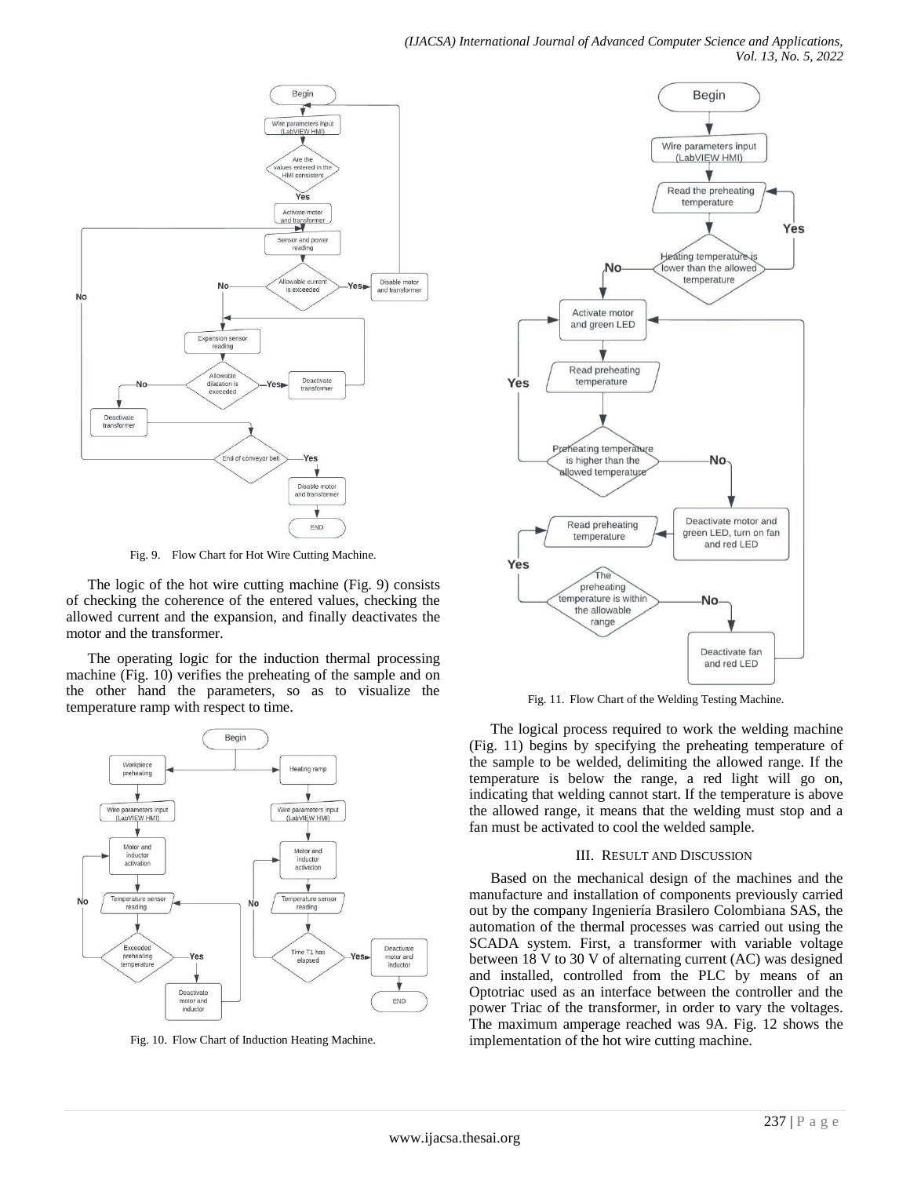Fig. 9. Flow Chart for Hot Wire Cutting Machine.

The logic of the hot wire cutting machine (Fig. 9) consists of checking the coherence of the entered values, checking the allowed current and the expansion, and finally deactivates the motor and the transformer.

The operating logic for the induction thermal processing machine (Fig. 10) verifies the preheating of the sample and on the other hand the parameters, so as to visualize the temperature ramp with respect to time.

Fig. 10. Flow Chart of Induction Heating Machine.

Fig. 11. Flow Chart of the Welding Testing Machine.

The logical process required to work the welding machine (Fig. 11) begins by specifying the preheating temperature of the sample to be welded, delimiting the allowed range. If the temperature is below the range, a red light will go on, indicating that welding cannot start. If the temperature is above the allowed range, it means that the welding must stop and a fan must be activated to cool the welded sample.

## III. Result and Discussion

Based on the mechanical design of the machines and the manufacture and installation of components previously carried out by the company Ingeniería Brasilero Colombiana SAS, the automation of the thermal processes was carried out using the SCADA system. First, a transformer with variable voltage between 18 V to 30 V of alternating current (AC) was designed and installed, controlled from the PLC by means of an Optotriac used as an interface between the controller and the power Triac of the transformer, in order to vary the voltages. The maximum amperage reached was 9A. Fig. 12 shows the implementation of the hot wire cutting machine.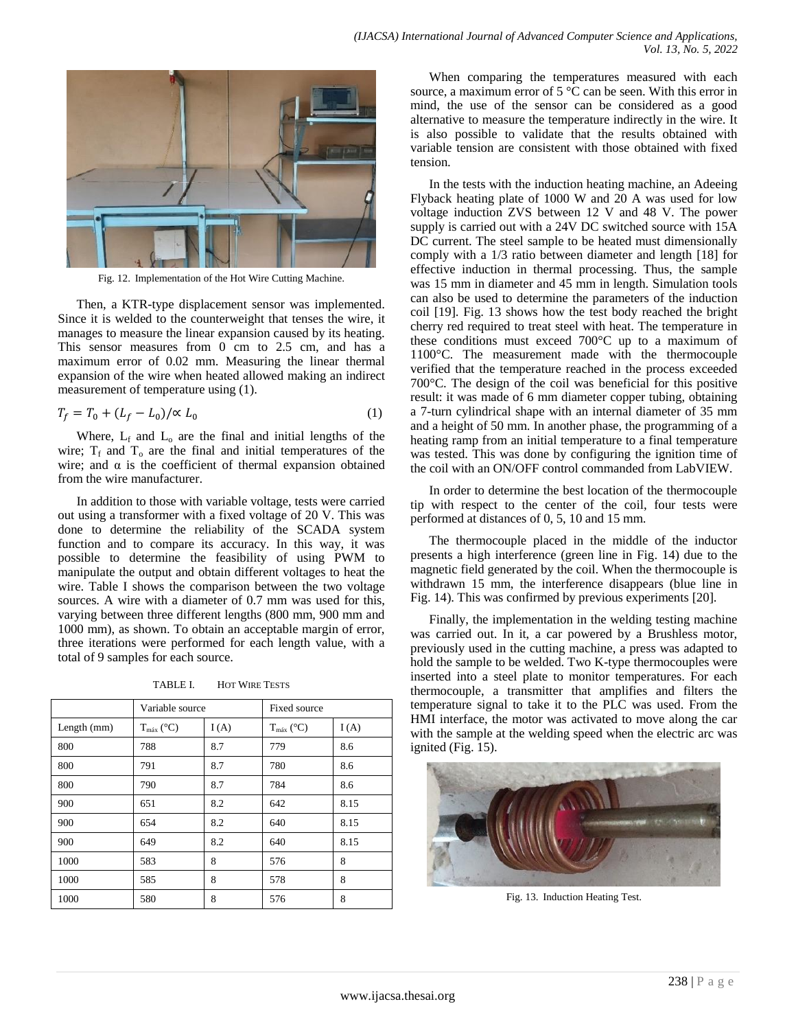Fig. 12. Implementation of the Hot Wire Cutting Machine.

Then, a KTR-type displacement sensor was implemented. Since it is welded to the counterweight that tenses the wire, it manages to measure the linear expansion caused by its heating. This sensor measures from 0 cm to 2.5 cm, and has a maximum error of 0.02 mm. Measuring the linear thermal expansion of the wire when heated allowed making an indirect measurement of temperature using (1).

$$T_f = T_0 + (L_f - L_0)/\propto L_0 \quad (1)$$

Where, $L_f$ and $L_o$ are the final and initial lengths of the wire; $T_f$ and $T_o$ are the final and initial temperatures of the wire; and $\alpha$ is the coefficient of thermal expansion obtained from the wire manufacturer.

In addition to those with variable voltage, tests were carried out using a transformer with a fixed voltage of 20 V. This was done to determine the reliability of the SCADA system function and to compare its accuracy. In this way, it was possible to determine the feasibility of using PWM to manipulate the output and obtain different voltages to heat the wire. Table I shows the comparison between the two voltage sources. A wire with a diameter of 0.7 mm was used for this, varying between three different lengths (800 mm, 900 mm and 1000 mm), as shown. To obtain an acceptable margin of error, three iterations were performed for each length value, with a total of 9 samples for each source.

TABLE I. HOT WIRE TESTS

| | Variable source | | Fixed source | |
|---|---|---|---|---|
| Length (mm) | $T_{máx}$ (°C) | I (A) | $T_{máx}$ (°C) | I (A) |
| 800 | 788 | 8.7 | 779 | 8.6 |
| 800 | 791 | 8.7 | 780 | 8.6 |
| 800 | 790 | 8.7 | 784 | 8.6 |
| 900 | 651 | 8.2 | 642 | 8.15 |
| 900 | 654 | 8.2 | 640 | 8.15 |
| 900 | 649 | 8.2 | 640 | 8.15 |
| 1000 | 583 | 8 | 576 | 8 |
| 1000 | 585 | 8 | 578 | 8 |
| 1000 | 580 | 8 | 576 | 8 |

When comparing the temperatures measured with each source, a maximum error of 5 °C can be seen. With this error in mind, the use of the sensor can be considered as a good alternative to measure the temperature indirectly in the wire. It is also possible to validate that the results obtained with variable tension are consistent with those obtained with fixed tension.

In the tests with the induction heating machine, an Adeeing Flyback heating plate of 1000 W and 20 A was used for low voltage induction ZVS between 12 V and 48 V. The power supply is carried out with a 24V DC switched source with 15A DC current. The steel sample to be heated must dimensionally comply with a 1/3 ratio between diameter and length [18] for effective induction in thermal processing. Thus, the sample was 15 mm in diameter and 45 mm in length. Simulation tools can also be used to determine the parameters of the induction coil [19]. Fig. 13 shows how the test body reached the bright cherry red required to treat steel with heat. The temperature in these conditions must exceed 700°C up to a maximum of 1100°C. The measurement made with the thermocouple verified that the temperature reached in the process exceeded 700°C. The design of the coil was beneficial for this positive result: it was made of 6 mm diameter copper tubing, obtaining a 7-turn cylindrical shape with an internal diameter of 35 mm and a height of 50 mm. In another phase, the programming of a heating ramp from an initial temperature to a final temperature was tested. This was done by configuring the ignition time of the coil with an ON/OFF control commanded from LabVIEW.

In order to determine the best location of the thermocouple tip with respect to the center of the coil, four tests were performed at distances of 0, 5, 10 and 15 mm.

The thermocouple placed in the middle of the inductor presents a high interference (green line in Fig. 14) due to the magnetic field generated by the coil. When the thermocouple is withdrawn 15 mm, the interference disappears (blue line in Fig. 14). This was confirmed by previous experiments [20].

Finally, the implementation in the welding testing machine was carried out. In it, a car powered by a Brushless motor, previously used in the cutting machine, a press was adapted to hold the sample to be welded. Two K-type thermocouples were inserted into a steel plate to monitor temperatures. For each thermocouple, a transmitter that amplifies and filters the temperature signal to take it to the PLC was used. From the HMI interface, the motor was activated to move along the car with the sample at the welding speed when the electric arc was ignited (Fig. 15).

Fig. 13. Induction Heating Test.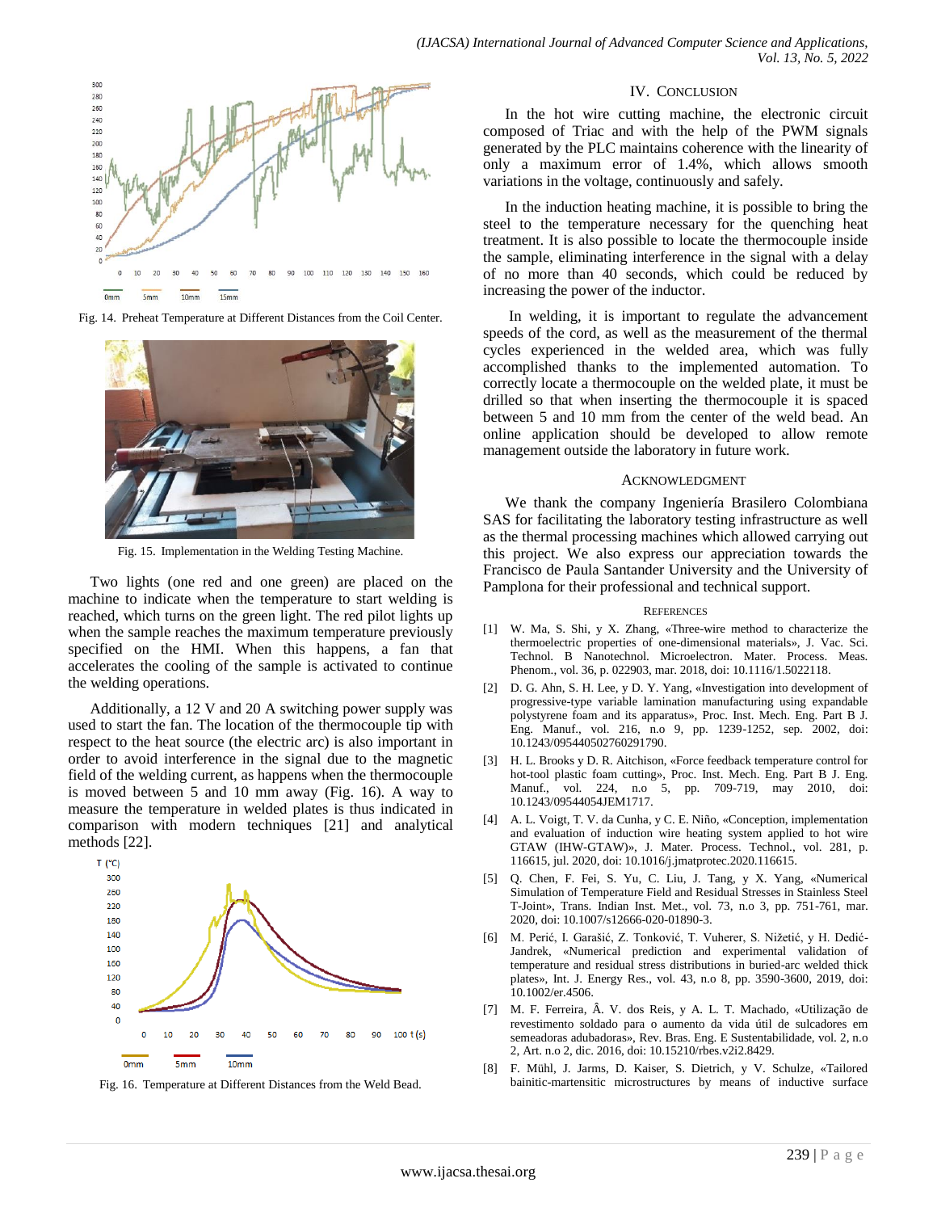Fig. 14. Preheat Temperature at Different Distances from the Coil Center.

Fig. 15. Implementation in the Welding Testing Machine.

Two lights (one red and one green) are placed on the machine to indicate when the temperature to start welding is reached, which turns on the green light. The red pilot lights up when the sample reaches the maximum temperature previously specified on the HMI. When this happens, a fan that accelerates the cooling of the sample is activated to continue the welding operations.

Additionally, a 12 V and 20 A switching power supply was used to start the fan. The location of the thermocouple tip with respect to the heat source (the electric arc) is also important in order to avoid interference in the signal due to the magnetic field of the welding current, as happens when the thermocouple is moved between 5 and 10 mm away (Fig. 16). A way to measure the temperature in welded plates is thus indicated in comparison with modern techniques [21] and analytical methods [22].

Fig. 16. Temperature at Different Distances from the Weld Bead.

## IV. Conclusion

In the hot wire cutting machine, the electronic circuit composed of Triac and with the help of the PWM signals generated by the PLC maintains coherence with the linearity of only a maximum error of 1.4%, which allows smooth variations in the voltage, continuously and safely.

In the induction heating machine, it is possible to bring the steel to the temperature necessary for the quenching heat treatment. It is also possible to locate the thermocouple inside the sample, eliminating interference in the signal with a delay of no more than 40 seconds, which could be reduced by increasing the power of the inductor.

In welding, it is important to regulate the advancement speeds of the cord, as well as the measurement of the thermal cycles experienced in the welded area, which was fully accomplished thanks to the implemented automation. To correctly locate a thermocouple on the welded plate, it must be drilled so that when inserting the thermocouple it is spaced between 5 and 10 mm from the center of the weld bead. An online application should be developed to allow remote management outside the laboratory in future work.

## Acknowledgment

We thank the company Ingeniería Brasilero Colombiana SAS for facilitating the laboratory testing infrastructure as well as the thermal processing machines which allowed carrying out this project. We also express our appreciation towards the Francisco de Paula Santander University and the University of Pamplona for their professional and technical support.

## References

[1] W. Ma, S. Shi, y X. Zhang, «Three-wire method to characterize the thermoelectric properties of one-dimensional materials», J. Vac. Sci. Technol. B Nanotechnol. Microelectron. Mater. Process. Meas. Phenom., vol. 36, p. 022903, mar. 2018, doi: 10.1116/1.5022118.

[2] D. G. Ahn, S. H. Lee, y D. Y. Yang, «Investigation into development of progressive-type variable lamination manufacturing using expandable polystyrene foam and its apparatus», Proc. Inst. Mech. Eng. Part B J. Eng. Manuf., vol. 216, n.o 9, pp. 1239-1252, sep. 2002, doi: 10.1243/095440502760291790.

[3] H. L. Brooks y D. R. Aitchison, «Force feedback temperature control for hot-tool plastic foam cutting», Proc. Inst. Mech. Eng. Part B J. Eng. Manuf., vol. 224, n.o 5, pp. 709-719, may 2010, doi: 10.1243/09544054JEM1717.

[4] A. L. Voigt, T. V. da Cunha, y C. E. Niño, «Conception, implementation and evaluation of induction wire heating system applied to hot wire GTAW (IHW-GTAW)», J. Mater. Process. Technol., vol. 281, p. 116615, jul. 2020, doi: 10.1016/j.jmatprotec.2020.116615.

[5] Q. Chen, F. Fei, S. Yu, C. Liu, J. Tang, y X. Yang, «Numerical Simulation of Temperature Field and Residual Stresses in Stainless Steel T-Joint», Trans. Indian Inst. Met., vol. 73, n.o 3, pp. 751-761, mar. 2020, doi: 10.1007/s12666-020-01890-3.

[6] M. Perić, I. Garašić, Z. Tonković, T. Vuherer, S. Nižetić, y H. Dedić-Jandrek, «Numerical prediction and experimental validation of temperature and residual stress distributions in buried-arc welded thick plates», Int. J. Energy Res., vol. 43, n.o 8, pp. 3590-3600, 2019, doi: 10.1002/er.4506.

[7] M. F. Ferreira, Â. V. dos Reis, y A. L. T. Machado, «Utilização de revestimento soldado para o aumento da vida útil de sulcadores em semeadoras adubadoras», Rev. Bras. Eng. E Sustentabilidade, vol. 2, n.o 2, Art. n.o 2, dic. 2016, doi: 10.15210/rbes.v2i2.8429.

[8] F. Mühl, J. Jarms, D. Kaiser, S. Dietrich, y V. Schulze, «Tailored bainitic-martensitic microstructures by means of inductive surface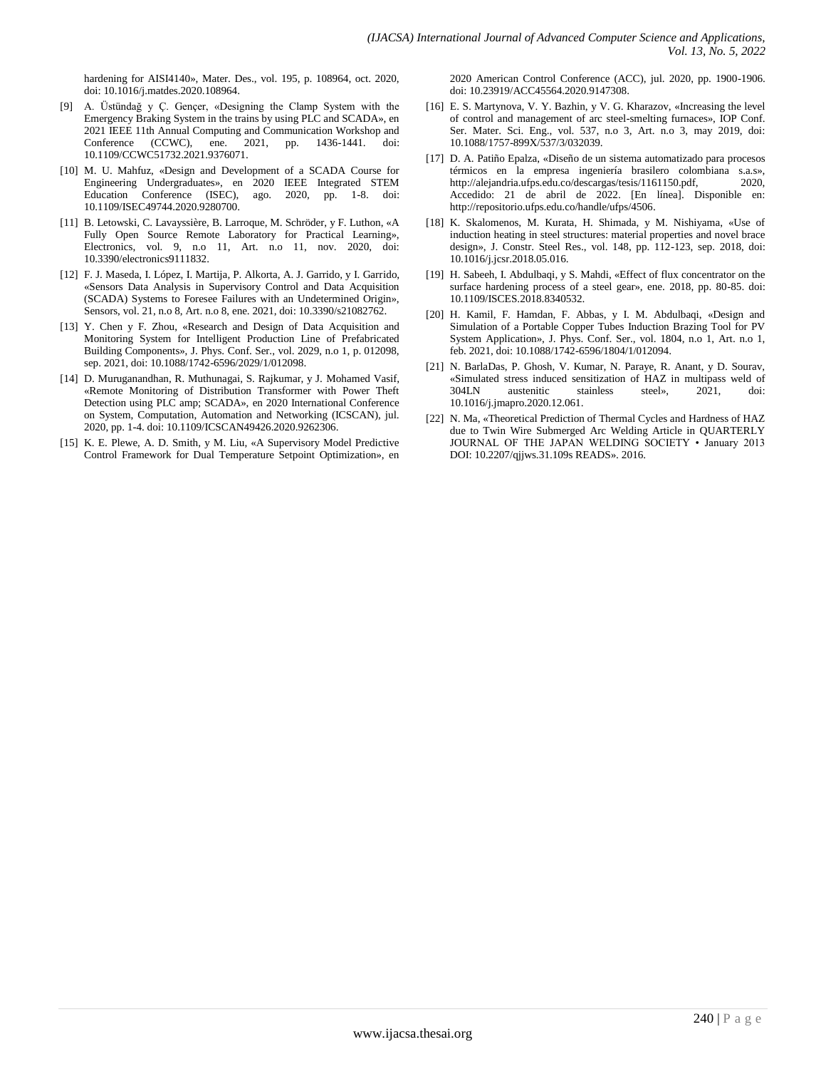hardening for AISI4140», Mater. Des., vol. 195, p. 108964, oct. 2020, doi: 10.1016/j.matdes.2020.108964.

[9] A. Üstündağ y Ç. Gençer, «Designing the Clamp System with the Emergency Braking System in the trains by using PLC and SCADA», en 2021 IEEE 11th Annual Computing and Communication Workshop and Conference (CCWC), ene. 2021, pp. 1436-1441. doi: 10.1109/CCWC51732.2021.9376071.

[10] M. U. Mahfuz, «Design and Development of a SCADA Course for Engineering Undergraduates», en 2020 IEEE Integrated STEM Education Conference (ISEC), ago. 2020, pp. 1-8. doi: 10.1109/ISEC49744.2020.9280700.

[11] B. Letowski, C. Lavayssière, B. Larroque, M. Schröder, y F. Luthon, «A Fully Open Source Remote Laboratory for Practical Learning», Electronics, vol. 9, n.o 11, Art. n.o 11, nov. 2020, doi: 10.3390/electronics9111832.

[12] F. J. Maseda, I. López, I. Martija, P. Alkorta, A. J. Garrido, y I. Garrido, «Sensors Data Analysis in Supervisory Control and Data Acquisition (SCADA) Systems to Foresee Failures with an Undetermined Origin», Sensors, vol. 21, n.o 8, Art. n.o 8, ene. 2021, doi: 10.3390/s21082762.

[13] Y. Chen y F. Zhou, «Research and Design of Data Acquisition and Monitoring System for Intelligent Production Line of Prefabricated Building Components», J. Phys. Conf. Ser., vol. 2029, n.o 1, p. 012098, sep. 2021, doi: 10.1088/1742-6596/2029/1/012098.

[14] D. Muruganandhan, R. Muthunagai, S. Rajkumar, y J. Mohamed Vasif, «Remote Monitoring of Distribution Transformer with Power Theft Detection using PLC amp; SCADA», en 2020 International Conference on System, Computation, Automation and Networking (ICSCAN), jul. 2020, pp. 1-4. doi: 10.1109/ICSCAN49426.2020.9262306.

[15] K. E. Plewe, A. D. Smith, y M. Liu, «A Supervisory Model Predictive Control Framework for Dual Temperature Setpoint Optimization», en 2020 American Control Conference (ACC), jul. 2020, pp. 1900-1906. doi: 10.23919/ACC45564.2020.9147308.

[16] E. S. Martynova, V. Y. Bazhin, y V. G. Kharazov, «Increasing the level of control and management of arc steel-smelting furnaces», IOP Conf. Ser. Mater. Sci. Eng., vol. 537, n.o 3, Art. n.o 3, may 2019, doi: 10.1088/1757-899X/537/3/032039.

[17] D. A. Patiño Epalza, «Diseño de un sistema automatizado para procesos térmicos en la empresa ingeniería brasilero colombiana s.a.s», http://alejandria.ufps.edu.co/descargas/tesis/1161150.pdf, 2020, Accedido: 21 de abril de 2022. [En línea]. Disponible en: http://repositorio.ufps.edu.co/handle/ufps/4506.

[18] K. Skalomenos, M. Kurata, H. Shimada, y M. Nishiyama, «Use of induction heating in steel structures: material properties and novel brace design», J. Constr. Steel Res., vol. 148, pp. 112-123, sep. 2018, doi: 10.1016/j.jcsr.2018.05.016.

[19] H. Sabeeh, I. Abdulbaqi, y S. Mahdi, «Effect of flux concentrator on the surface hardening process of a steel gear», ene. 2018, pp. 80-85. doi: 10.1109/ISCES.2018.8340532.

[20] H. Kamil, F. Hamdan, F. Abbas, y I. M. Abdulbaqi, «Design and Simulation of a Portable Copper Tubes Induction Brazing Tool for PV System Application», J. Phys. Conf. Ser., vol. 1804, n.o 1, Art. n.o 1, feb. 2021, doi: 10.1088/1742-6596/1804/1/012094.

[21] N. BarlaDas, P. Ghosh, V. Kumar, N. Paraye, R. Anant, y D. Sourav, «Simulated stress induced sensitization of HAZ in multipass weld of 304LN austenitic stainless steel», 2021, doi: 10.1016/j.jmapro.2020.12.061.

[22] N. Ma, «Theoretical Prediction of Thermal Cycles and Hardness of HAZ due to Twin Wire Submerged Arc Welding Article in QUARTERLY JOURNAL OF THE JAPAN WELDING SOCIETY • January 2013 DOI: 10.2207/qjjws.31.109s READS». 2016.